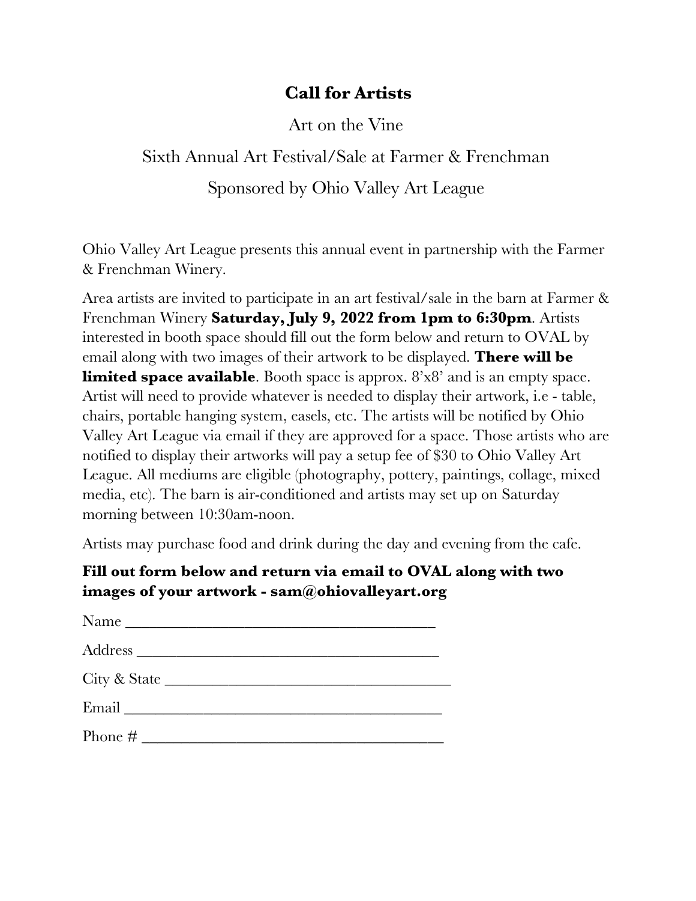# Call for Artists

Art on the Vine

Sixth Annual Art Festival/Sale at Farmer & Frenchman

Sponsored by Ohio Valley Art League

Ohio Valley Art League presents this annual event in partnership with the Farmer & Frenchman Winery.

Area artists are invited to participate in an art festival/sale in the barn at Farmer & Frenchman Winery **Saturday, July 9, 2022 from 1pm to 6:30pm**. Artists interested in booth space should fill out the form below and return to OVAL by email along with two images of their artwork to be displayed. **There will be limited space available**. Booth space is approx. 8'x8' and is an empty space. Artist will need to provide whatever is needed to display their artwork, i.e - table, chairs, portable hanging system, easels, etc. The artists will be notified by Ohio Valley Art League via email if they are approved for a space. Those artists who are notified to display their artworks will pay a setup fee of $30 to Ohio Valley Art League. All mediums are eligible (photography, pottery, paintings, collage, mixed media, etc). The barn is air-conditioned and artists may set up on Saturday morning between 10:30am-noon.

Artists may purchase food and drink during the day and evening from the cafe.

**Fill out form below and return via email to OVAL along with two images of your artwork - sam@ohiovalleyart.org**

Name ______________________________________

Address ____________________________________

City & State ________________________________

Email ______________________________________

Phone # ____________________________________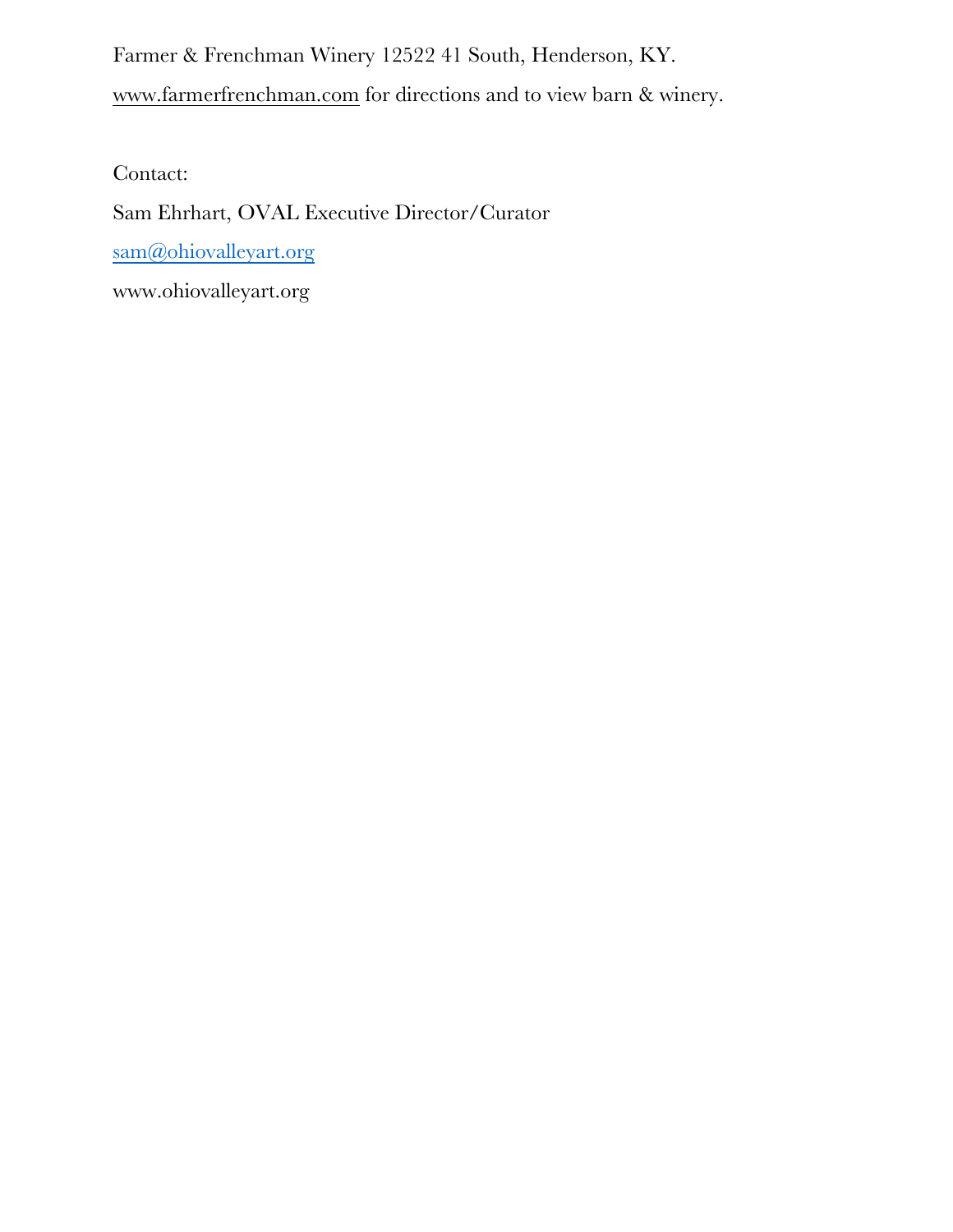Farmer & Frenchman Winery 12522 41 South, Henderson, KY.

www.farmerfrenchman.com for directions and to view barn & winery.

Contact:

Sam Ehrhart, OVAL Executive Director/Curator

sam@ohiovalleyart.org

www.ohiovalleyart.org